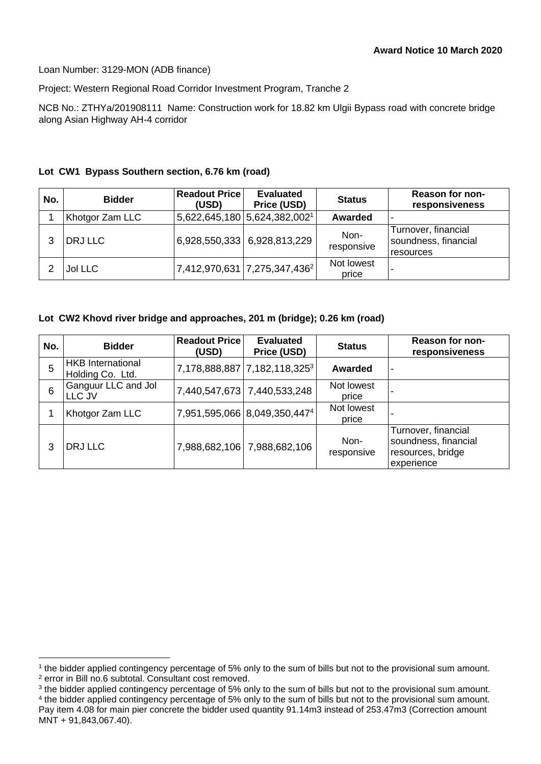**Award Notice 10 March 2020**

Loan Number: 3129-MON (ADB finance)

Project: Western Regional Road Corridor Investment Program, Tranche 2

NCB No.: ZTHYa/201908111 Name: Construction work for 18.82 km Ulgii Bypass road with concrete bridge along Asian Highway AH-4 corridor

**Lot CW1 Bypass Southern section, 6.76 km (road)**

| No. | Bidder | Readout Price (USD) | Evaluated Price (USD) | Status | Reason for non-responsiveness |
|---|---|---|---|---|---|
| 1 | Khotgor Zam LLC | 5,622,645,180 | 5,624,382,002[1] | **Awarded** | - |
| 3 | DRJ LLC | 6,928,550,333 | 6,928,813,229 | Non-responsive | Turnover, financial soundness, financial resources |
| 2 | Jol LLC | 7,412,970,631 | 7,275,347,436[2] | Not lowest price | - |

**Lot CW2 Khovd river bridge and approaches, 201 m (bridge); 0.26 km (road)**

| No. | Bidder | Readout Price (USD) | Evaluated Price (USD) | Status | Reason for non-responsiveness |
|---|---|---|---|---|---|
| 5 | HKB International Holding Co. Ltd. | 7,178,888,887 | 7,182,118,325[3] | **Awarded** | - |
| 6 | Ganguur LLC and Jol LLC JV | 7,440,547,673 | 7,440,533,248 | Not lowest price | - |
| 1 | Khotgor Zam LLC | 7,951,595,066 | 8,049,350,447[4] | Not lowest price | - |
| 3 | DRJ LLC | 7,988,682,106 | 7,988,682,106 | Non-responsive | Turnover, financial soundness, financial resources, bridge experience |

[1] the bidder applied contingency percentage of 5% only to the sum of bills but not to the provisional sum amount.
[2] error in Bill no.6 subtotal. Consultant cost removed.
[3] the bidder applied contingency percentage of 5% only to the sum of bills but not to the provisional sum amount.
[4] the bidder applied contingency percentage of 5% only to the sum of bills but not to the provisional sum amount. Pay item 4.08 for main pier concrete the bidder used quantity 91.14m3 instead of 253.47m3 (Correction amount MNT + 91,843,067.40).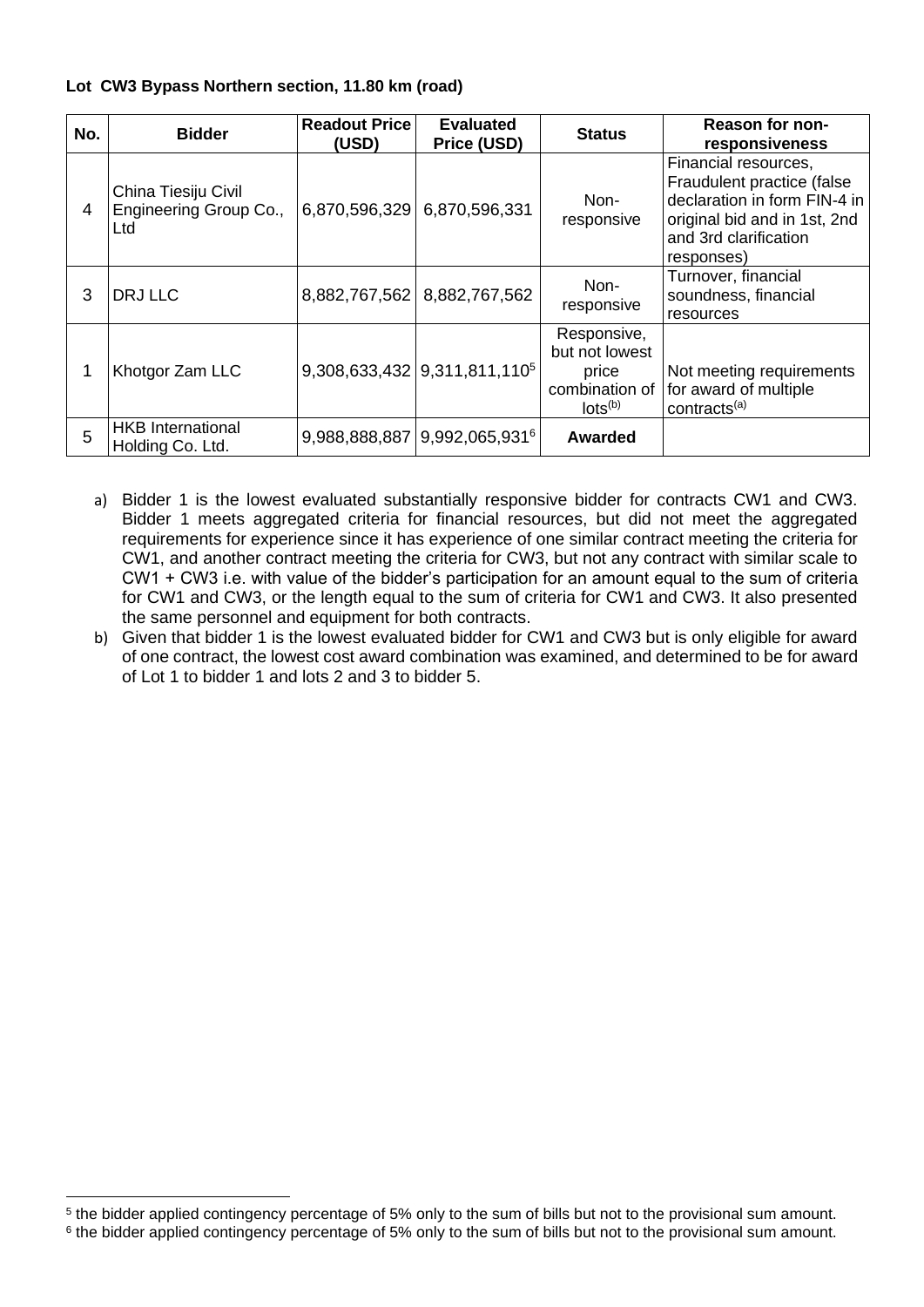**Lot CW3 Bypass Northern section, 11.80 km (road)**

| No. | Bidder | Readout Price (USD) | Evaluated Price (USD) | Status | Reason for non-responsiveness |
|---|---|---|---|---|---|
| 4 | China Tiesiju Civil Engineering Group Co., Ltd | 6,870,596,329 | 6,870,596,331 | Non-responsive | Financial resources, Fraudulent practice (false declaration in form FIN-4 in original bid and in 1st, 2nd and 3rd clarification responses) |
| 3 | DRJ LLC | 8,882,767,562 | 8,882,767,562 | Non-responsive | Turnover, financial soundness, financial resources |
| 1 | Khotgor Zam LLC | 9,308,633,432 | 9,311,811,110[5] | Responsive, but not lowest price combination of lots[(b)] | Not meeting requirements for award of multiple contracts[(a)] |
| 5 | HKB International Holding Co. Ltd. | 9,988,888,887 | 9,992,065,931[6] | **Awarded** | |

a) Bidder 1 is the lowest evaluated substantially responsive bidder for contracts CW1 and CW3. Bidder 1 meets aggregated criteria for financial resources, but did not meet the aggregated requirements for experience since it has experience of one similar contract meeting the criteria for CW1, and another contract meeting the criteria for CW3, but not any contract with similar scale to CW1 + CW3 i.e. with value of the bidder's participation for an amount equal to the sum of criteria for CW1 and CW3, or the length equal to the sum of criteria for CW1 and CW3. It also presented the same personnel and equipment for both contracts.

b) Given that bidder 1 is the lowest evaluated bidder for CW1 and CW3 but is only eligible for award of one contract, the lowest cost award combination was examined, and determined to be for award of Lot 1 to bidder 1 and lots 2 and 3 to bidder 5.

[5] the bidder applied contingency percentage of 5% only to the sum of bills but not to the provisional sum amount.

[6] the bidder applied contingency percentage of 5% only to the sum of bills but not to the provisional sum amount.